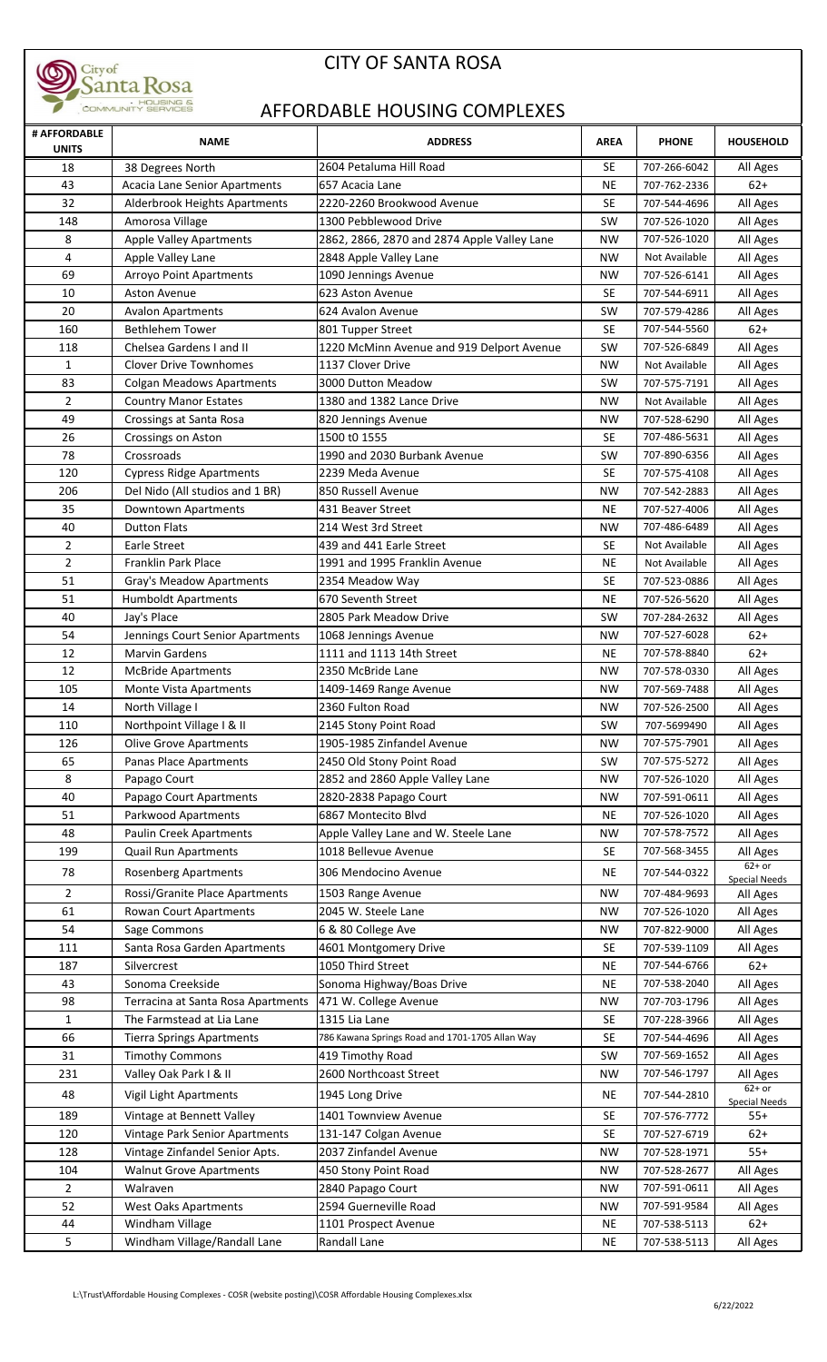# CITY OF SANTA ROSA

City of Santa Rosa - HOUSING & COMMUNITY SERVICES

## AFFORDABLE HOUSING COMPLEXES

| # AFFORDABLE UNITS | NAME | ADDRESS | AREA | PHONE | HOUSEHOLD |
|---|---|---|---|---|---|
| 18 | 38 Degrees North | 2604 Petaluma Hill Road | SE | 707-266-6042 | All Ages |
| 43 | Acacia Lane Senior Apartments | 657 Acacia Lane | NE | 707-762-2336 | 62+ |
| 32 | Alderbrook Heights Apartments | 2220-2260 Brookwood Avenue | SE | 707-544-4696 | All Ages |
| 148 | Amorosa Village | 1300 Pebblewood Drive | SW | 707-526-1020 | All Ages |
| 8 | Apple Valley Apartments | 2862, 2866, 2870 and 2874 Apple Valley Lane | NW | 707-526-1020 | All Ages |
| 4 | Apple Valley Lane | 2848 Apple Valley Lane | NW | Not Available | All Ages |
| 69 | Arroyo Point Apartments | 1090 Jennings Avenue | NW | 707-526-6141 | All Ages |
| 10 | Aston Avenue | 623 Aston Avenue | SE | 707-544-6911 | All Ages |
| 20 | Avalon Apartments | 624 Avalon Avenue | SW | 707-579-4286 | All Ages |
| 160 | Bethlehem Tower | 801 Tupper Street | SE | 707-544-5560 | 62+ |
| 118 | Chelsea Gardens I and II | 1220 McMinn Avenue and 919 Delport Avenue | SW | 707-526-6849 | All Ages |
| 1 | Clover Drive Townhomes | 1137 Clover Drive | NW | Not Available | All Ages |
| 83 | Colgan Meadows Apartments | 3000 Dutton Meadow | SW | 707-575-7191 | All Ages |
| 2 | Country Manor Estates | 1380 and 1382 Lance Drive | NW | Not Available | All Ages |
| 49 | Crossings at Santa Rosa | 820 Jennings Avenue | NW | 707-528-6290 | All Ages |
| 26 | Crossings on Aston | 1500 t0 1555 | SE | 707-486-5631 | All Ages |
| 78 | Crossroads | 1990 and 2030 Burbank Avenue | SW | 707-890-6356 | All Ages |
| 120 | Cypress Ridge Apartments | 2239 Meda Avenue | SE | 707-575-4108 | All Ages |
| 206 | Del Nido (All studios and 1 BR) | 850 Russell Avenue | NW | 707-542-2883 | All Ages |
| 35 | Downtown Apartments | 431 Beaver Street | NE | 707-527-4006 | All Ages |
| 40 | Dutton Flats | 214 West 3rd Street | NW | 707-486-6489 | All Ages |
| 2 | Earle Street | 439 and 441 Earle Street | SE | Not Available | All Ages |
| 2 | Franklin Park Place | 1991 and 1995 Franklin Avenue | NE | Not Available | All Ages |
| 51 | Gray's Meadow Apartments | 2354 Meadow Way | SE | 707-523-0886 | All Ages |
| 51 | Humboldt Apartments | 670 Seventh Street | NE | 707-526-5620 | All Ages |
| 40 | Jay's Place | 2805 Park Meadow Drive | SW | 707-284-2632 | All Ages |
| 54 | Jennings Court Senior Apartments | 1068 Jennings Avenue | NW | 707-527-6028 | 62+ |
| 12 | Marvin Gardens | 1111 and 1113 14th Street | NE | 707-578-8840 | 62+ |
| 12 | McBride Apartments | 2350 McBride Lane | NW | 707-578-0330 | All Ages |
| 105 | Monte Vista Apartments | 1409-1469 Range Avenue | NW | 707-569-7488 | All Ages |
| 14 | North Village I | 2360 Fulton Road | NW | 707-526-2500 | All Ages |
| 110 | Northpoint Village I & II | 2145 Stony Point Road | SW | 707-5699490 | All Ages |
| 126 | Olive Grove Apartments | 1905-1985 Zinfandel Avenue | NW | 707-575-7901 | All Ages |
| 65 | Panas Place Apartments | 2450 Old Stony Point Road | SW | 707-575-5272 | All Ages |
| 8 | Papago Court | 2852 and 2860 Apple Valley Lane | NW | 707-526-1020 | All Ages |
| 40 | Papago Court Apartments | 2820-2838 Papago Court | NW | 707-591-0611 | All Ages |
| 51 | Parkwood Apartments | 6867 Montecito Blvd | NE | 707-526-1020 | All Ages |
| 48 | Paulin Creek Apartments | Apple Valley Lane and W. Steele Lane | NW | 707-578-7572 | All Ages |
| 199 | Quail Run Apartments | 1018 Bellevue Avenue | SE | 707-568-3455 | All Ages |
| 78 | Rosenberg Apartments | 306 Mendocino Avenue | NE | 707-544-0322 | 62+ or Special Needs |
| 2 | Rossi/Granite Place Apartments | 1503 Range Avenue | NW | 707-484-9693 | All Ages |
| 61 | Rowan Court Apartments | 2045 W. Steele Lane | NW | 707-526-1020 | All Ages |
| 54 | Sage Commons | 6 & 80 College Ave | NW | 707-822-9000 | All Ages |
| 111 | Santa Rosa Garden Apartments | 4601 Montgomery Drive | SE | 707-539-1109 | All Ages |
| 187 | Silvercrest | 1050 Third Street | NE | 707-544-6766 | 62+ |
| 43 | Sonoma Creekside | Sonoma Highway/Boas Drive | NE | 707-538-2040 | All Ages |
| 98 | Terracina at Santa Rosa Apartments | 471 W. College Avenue | NW | 707-703-1796 | All Ages |
| 1 | The Farmstead at Lia Lane | 1315 Lia Lane | SE | 707-228-3966 | All Ages |
| 66 | Tierra Springs Apartments | 786 Kawana Springs Road and 1701-1705 Allan Way | SE | 707-544-4696 | All Ages |
| 31 | Timothy Commons | 419 Timothy Road | SW | 707-569-1652 | All Ages |
| 231 | Valley Oak Park I & II | 2600 Northcoast Street | NW | 707-546-1797 | All Ages |
| 48 | Vigil Light Apartments | 1945 Long Drive | NE | 707-544-2810 | 62+ or Special Needs |
| 189 | Vintage at Bennett Valley | 1401 Townview Avenue | SE | 707-576-7772 | 55+ |
| 120 | Vintage Park Senior Apartments | 131-147 Colgan Avenue | SE | 707-527-6719 | 62+ |
| 128 | Vintage Zinfandel Senior Apts. | 2037 Zinfandel Avenue | NW | 707-528-1971 | 55+ |
| 104 | Walnut Grove Apartments | 450 Stony Point Road | NW | 707-528-2677 | All Ages |
| 2 | Walraven | 2840 Papago Court | NW | 707-591-0611 | All Ages |
| 52 | West Oaks Apartments | 2594 Guerneville Road | NW | 707-591-9584 | All Ages |
| 44 | Windham Village | 1101 Prospect Avenue | NE | 707-538-5113 | 62+ |
| 5 | Windham Village/Randall Lane | Randall Lane | NE | 707-538-5113 | All Ages |

L:\Trust\Affordable Housing Complexes - COSR (website posting)\COSR Affordable Housing Complexes.xlsx

6/22/2022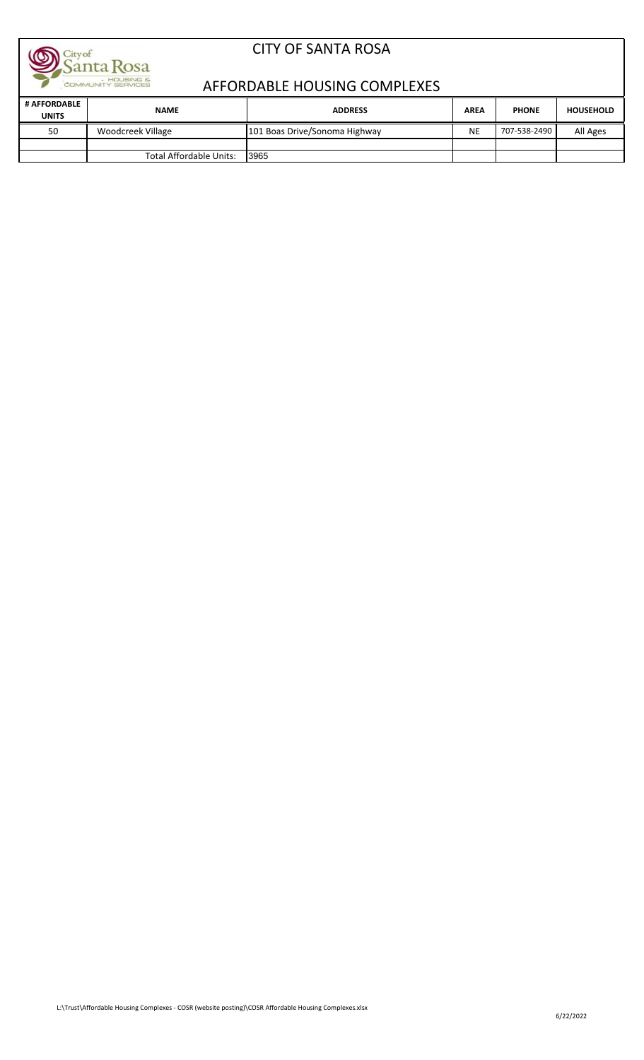# CITY OF SANTA ROSA

## AFFORDABLE HOUSING COMPLEXES

| # AFFORDABLE UNITS | NAME | ADDRESS | AREA | PHONE | HOUSEHOLD |
|---|---|---|---|---|---|
| 50 | Woodcreek Village | 101 Boas Drive/Sonoma Highway | NE | 707-538-2490 | All Ages |
| | | | | | |
| | Total Affordable Units: | 3965 | | | |

L:\Trust\Affordable Housing Complexes - COSR (website posting)\COSR Affordable Housing Complexes.xlsx

6/22/2022